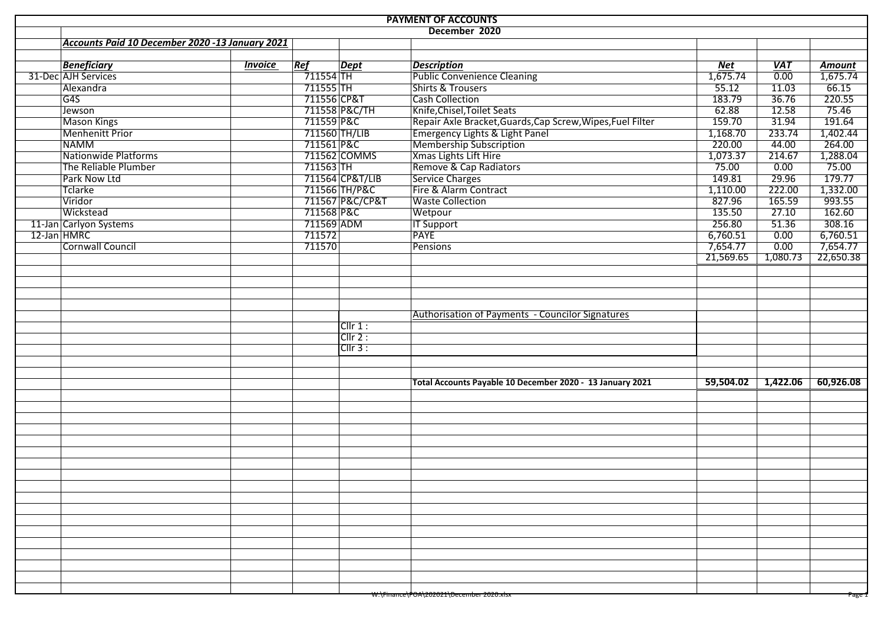# PAYMENT OF ACCOUNTS

## December 2020

***Accounts Paid 10 December 2020 -13 January 2021***

| | *Beneficiary* | *Invoice* | *Ref* | *Dept* | *Description* | *Net* | *VAT* | *Amount* |
|---|---|---|---|---|---|---|---|---|
| 31-Dec | AJH Services | | 711554 | TH | Public Convenience Cleaning | 1,675.74 | 0.00 | 1,675.74 |
| | Alexandra | | 711555 | TH | Shirts & Trousers | 55.12 | 11.03 | 66.15 |
| | G4S | | 711556 | CP&T | Cash Collection | 183.79 | 36.76 | 220.55 |
| | Jewson | | 711558 | P&C/TH | Knife,Chisel,Toilet Seats | 62.88 | 12.58 | 75.46 |
| | Mason Kings | | 711559 | P&C | Repair Axle Bracket,Guards,Cap Screw,Wipes,Fuel Filter | 159.70 | 31.94 | 191.64 |
| | Menhenitt Prior | | 711560 | TH/LIB | Emergency Lights & Light Panel | 1,168.70 | 233.74 | 1,402.44 |
| | NAMM | | 711561 | P&C | Membership Subscription | 220.00 | 44.00 | 264.00 |
| | Nationwide Platforms | | 711562 | COMMS | Xmas Lights Lift Hire | 1,073.37 | 214.67 | 1,288.04 |
| | The Reliable Plumber | | 711563 | TH | Remove & Cap Radiators | 75.00 | 0.00 | 75.00 |
| | Park Now Ltd | | 711564 | CP&T/LIB | Service Charges | 149.81 | 29.96 | 179.77 |
| | Tclarke | | 711566 | TH/P&C | Fire & Alarm Contract | 1,110.00 | 222.00 | 1,332.00 |
| | Viridor | | 711567 | P&C/CP&T | Waste Collection | 827.96 | 165.59 | 993.55 |
| | Wickstead | | 711568 | P&C | Wetpour | 135.50 | 27.10 | 162.60 |
| 11-Jan | Carlyon Systems | | 711569 | ADM | IT Support | 256.80 | 51.36 | 308.16 |
| 12-Jan | HMRC | | 711572 | | PAYE | 6,760.51 | 0.00 | 6,760.51 |
| | Cornwall Council | | 711570 | | Pensions | 7,654.77 | 0.00 | 7,654.77 |
| | | | | | | 21,569.65 | 1,080.73 | 22,650.38 |

Authorisation of Payments - Councilor Signatures

Cllr 1 :

Cllr 2 :

Cllr 3 :

| | Net | VAT | Amount |
|---|---|---|---|
| **Total Accounts Payable 10 December 2020 - 13 January 2021** | **59,504.02** | **1,422.06** | **60,926.08** |

W:\Finance\POA\202021\December 2020.xlsx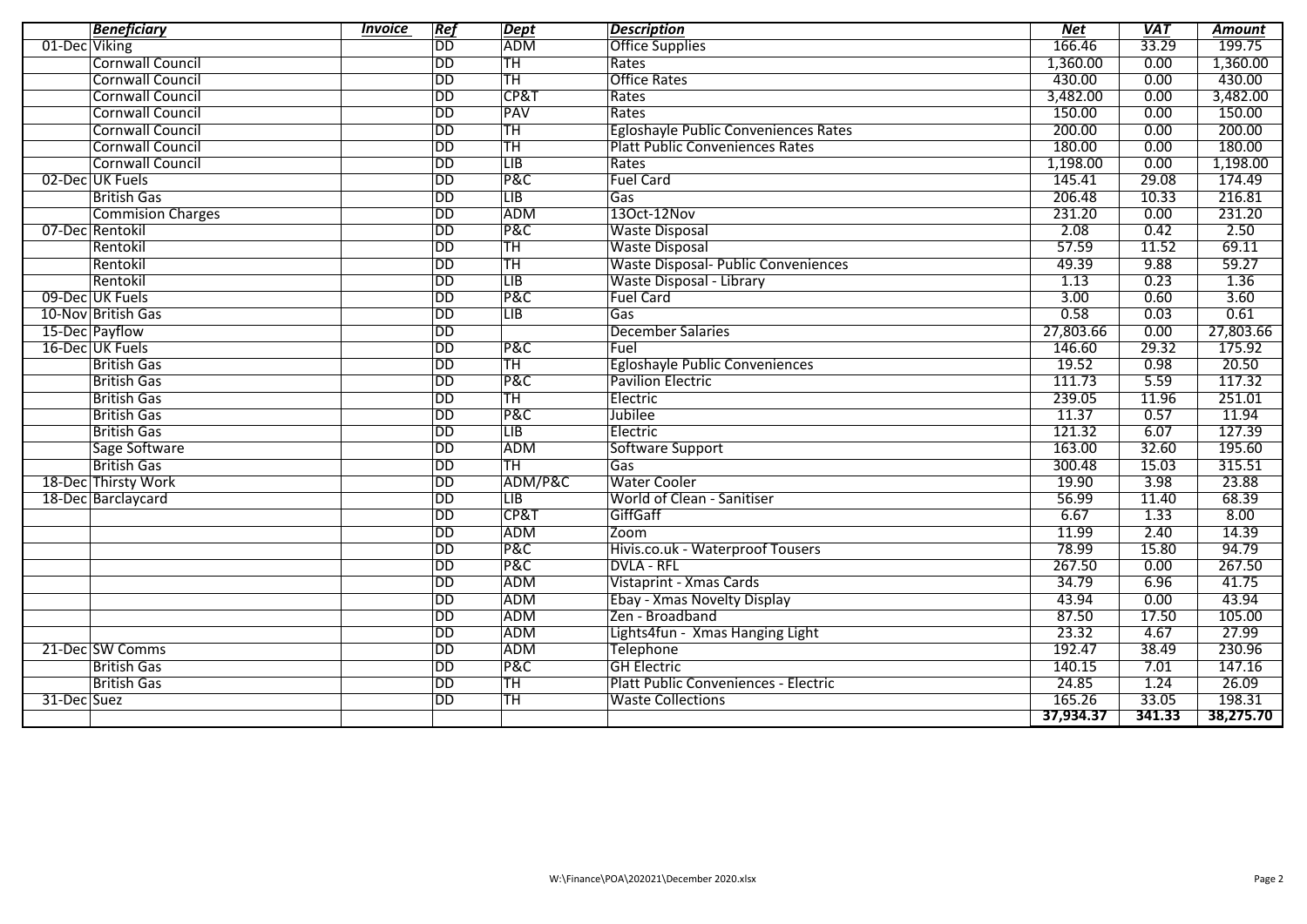| | Beneficiary | Invoice | Ref | Dept | Description | Net | VAT | Amount |
|---|---|---|---|---|---|---|---|---|
| 01-Dec | Viking | | DD | ADM | Office Supplies | 166.46 | 33.29 | 199.75 |
| | Cornwall Council | | DD | TH | Rates | 1,360.00 | 0.00 | 1,360.00 |
| | Cornwall Council | | DD | TH | Office Rates | 430.00 | 0.00 | 430.00 |
| | Cornwall Council | | DD | CP&T | Rates | 3,482.00 | 0.00 | 3,482.00 |
| | Cornwall Council | | DD | PAV | Rates | 150.00 | 0.00 | 150.00 |
| | Cornwall Council | | DD | TH | Egloshayle Public Conveniences Rates | 200.00 | 0.00 | 200.00 |
| | Cornwall Council | | DD | TH | Platt Public Conveniences Rates | 180.00 | 0.00 | 180.00 |
| | Cornwall Council | | DD | LIB | Rates | 1,198.00 | 0.00 | 1,198.00 |
| 02-Dec | UK Fuels | | DD | P&C | Fuel Card | 145.41 | 29.08 | 174.49 |
| | British Gas | | DD | LIB | Gas | 206.48 | 10.33 | 216.81 |
| | Commision Charges | | DD | ADM | 13Oct-12Nov | 231.20 | 0.00 | 231.20 |
| 07-Dec | Rentokil | | DD | P&C | Waste Disposal | 2.08 | 0.42 | 2.50 |
| | Rentokil | | DD | TH | Waste Disposal | 57.59 | 11.52 | 69.11 |
| | Rentokil | | DD | TH | Waste Disposal- Public Conveniences | 49.39 | 9.88 | 59.27 |
| | Rentokil | | DD | LIB | Waste Disposal - Library | 1.13 | 0.23 | 1.36 |
| 09-Dec | UK Fuels | | DD | P&C | Fuel Card | 3.00 | 0.60 | 3.60 |
| 10-Nov | British Gas | | DD | LIB | Gas | 0.58 | 0.03 | 0.61 |
| 15-Dec | Payflow | | DD | | December Salaries | 27,803.66 | 0.00 | 27,803.66 |
| 16-Dec | UK Fuels | | DD | P&C | Fuel | 146.60 | 29.32 | 175.92 |
| | British Gas | | DD | TH | Egloshayle Public Conveniences | 19.52 | 0.98 | 20.50 |
| | British Gas | | DD | P&C | Pavilion Electric | 111.73 | 5.59 | 117.32 |
| | British Gas | | DD | TH | Electric | 239.05 | 11.96 | 251.01 |
| | British Gas | | DD | P&C | Jubilee | 11.37 | 0.57 | 11.94 |
| | British Gas | | DD | LIB | Electric | 121.32 | 6.07 | 127.39 |
| | Sage Software | | DD | ADM | Software Support | 163.00 | 32.60 | 195.60 |
| | British Gas | | DD | TH | Gas | 300.48 | 15.03 | 315.51 |
| 18-Dec | Thirsty Work | | DD | ADM/P&C | Water Cooler | 19.90 | 3.98 | 23.88 |
| 18-Dec | Barclaycard | | DD | LIB | World of Clean - Sanitiser | 56.99 | 11.40 | 68.39 |
| | | | DD | CP&T | GiffGaff | 6.67 | 1.33 | 8.00 |
| | | | DD | ADM | Zoom | 11.99 | 2.40 | 14.39 |
| | | | DD | P&C | Hivis.co.uk - Waterproof Tousers | 78.99 | 15.80 | 94.79 |
| | | | DD | P&C | DVLA - RFL | 267.50 | 0.00 | 267.50 |
| | | | DD | ADM | Vistaprint - Xmas Cards | 34.79 | 6.96 | 41.75 |
| | | | DD | ADM | Ebay - Xmas Novelty Display | 43.94 | 0.00 | 43.94 |
| | | | DD | ADM | Zen - Broadband | 87.50 | 17.50 | 105.00 |
| | | | DD | ADM | Lights4fun - Xmas Hanging Light | 23.32 | 4.67 | 27.99 |
| 21-Dec | SW Comms | | DD | ADM | Telephone | 192.47 | 38.49 | 230.96 |
| | British Gas | | DD | P&C | GH Electric | 140.15 | 7.01 | 147.16 |
| | British Gas | | DD | TH | Platt Public Conveniences - Electric | 24.85 | 1.24 | 26.09 |
| 31-Dec | Suez | | DD | TH | Waste Collections | 165.26 | 33.05 | 198.31 |
| | | | | | | **37,934.37** | **341.33** | **38,275.70** |

W:\Finance\POA\202021\December 2020.xlsx